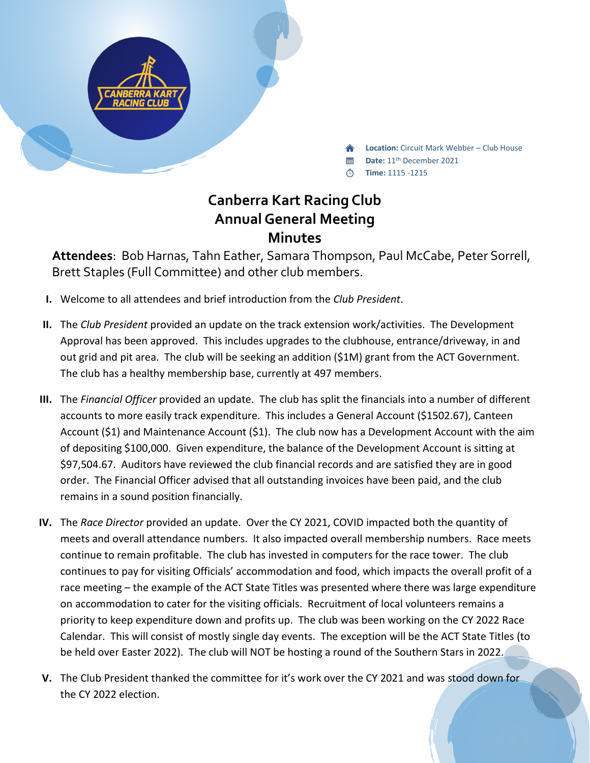**Location:** Circuit Mark Webber – Club House
**Date:** 11th December 2021
**Time:** 1115 -1215

# Canberra Kart Racing Club
# Annual General Meeting
# Minutes

**Attendees**: Bob Harnas, Tahn Eather, Samara Thompson, Paul McCabe, Peter Sorrell, Brett Staples (Full Committee) and other club members.

I. Welcome to all attendees and brief introduction from the *Club President*.

II. The *Club President* provided an update on the track extension work/activities. The Development Approval has been approved. This includes upgrades to the clubhouse, entrance/driveway, in and out grid and pit area. The club will be seeking an addition ($1M) grant from the ACT Government. The club has a healthy membership base, currently at 497 members.

III. The *Financial Officer* provided an update. The club has split the financials into a number of different accounts to more easily track expenditure. This includes a General Account ($1502.67), Canteen Account ($1) and Maintenance Account ($1). The club now has a Development Account with the aim of depositing $100,000. Given expenditure, the balance of the Development Account is sitting at $97,504.67. Auditors have reviewed the club financial records and are satisfied they are in good order. The Financial Officer advised that all outstanding invoices have been paid, and the club remains in a sound position financially.

IV. The *Race Director* provided an update. Over the CY 2021, COVID impacted both the quantity of meets and overall attendance numbers. It also impacted overall membership numbers. Race meets continue to remain profitable. The club has invested in computers for the race tower. The club continues to pay for visiting Officials' accommodation and food, which impacts the overall profit of a race meeting – the example of the ACT State Titles was presented where there was large expenditure on accommodation to cater for the visiting officials. Recruitment of local volunteers remains a priority to keep expenditure down and profits up. The club was been working on the CY 2022 Race Calendar. This will consist of mostly single day events. The exception will be the ACT State Titles (to be held over Easter 2022). The club will NOT be hosting a round of the Southern Stars in 2022.

V. The Club President thanked the committee for it's work over the CY 2021 and was stood down for the CY 2022 election.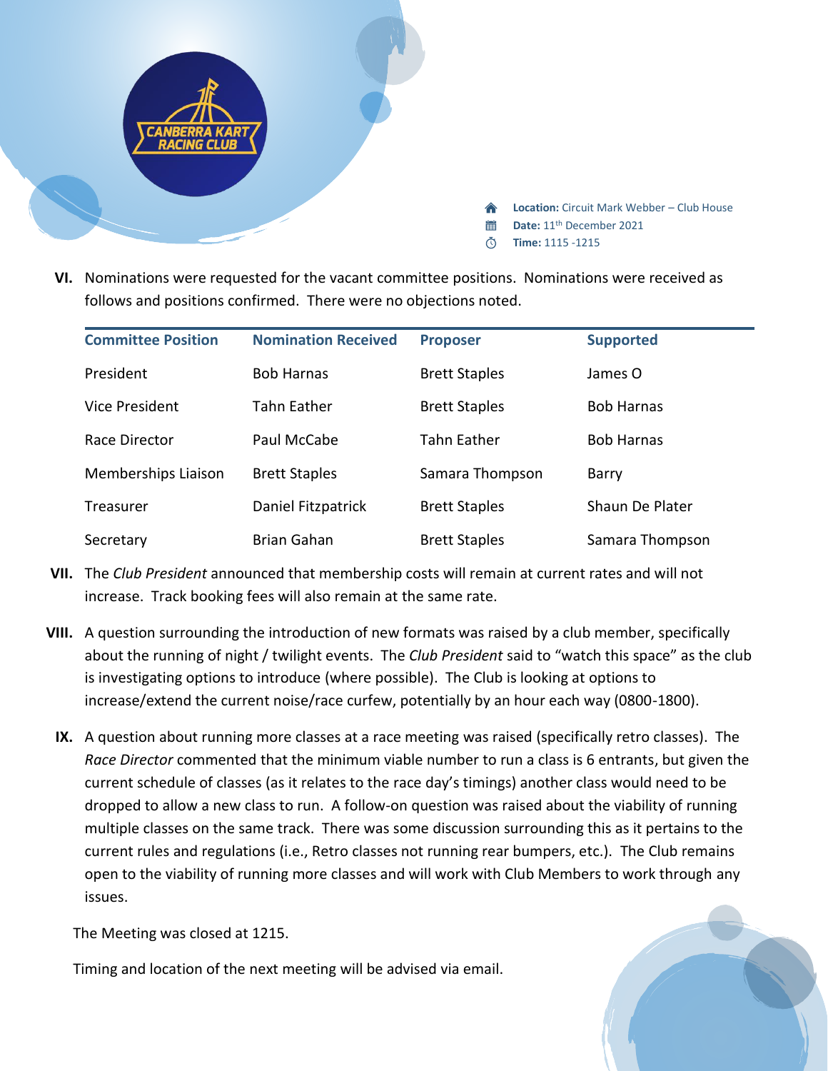**Location:** Circuit Mark Webber – Club House
**Date:** 11th December 2021
**Time:** 1115 -1215

VI. Nominations were requested for the vacant committee positions. Nominations were received as follows and positions confirmed. There were no objections noted.

| Committee Position | Nomination Received | Proposer | Supported |
|---|---|---|---|
| President | Bob Harnas | Brett Staples | James O |
| Vice President | Tahn Eather | Brett Staples | Bob Harnas |
| Race Director | Paul McCabe | Tahn Eather | Bob Harnas |
| Memberships Liaison | Brett Staples | Samara Thompson | Barry |
| Treasurer | Daniel Fitzpatrick | Brett Staples | Shaun De Plater |
| Secretary | Brian Gahan | Brett Staples | Samara Thompson |

VII. The *Club President* announced that membership costs will remain at current rates and will not increase. Track booking fees will also remain at the same rate.

VIII. A question surrounding the introduction of new formats was raised by a club member, specifically about the running of night / twilight events. The *Club President* said to "watch this space" as the club is investigating options to introduce (where possible). The Club is looking at options to increase/extend the current noise/race curfew, potentially by an hour each way (0800-1800).

IX. A question about running more classes at a race meeting was raised (specifically retro classes). The *Race Director* commented that the minimum viable number to run a class is 6 entrants, but given the current schedule of classes (as it relates to the race day's timings) another class would need to be dropped to allow a new class to run. A follow-on question was raised about the viability of running multiple classes on the same track. There was some discussion surrounding this as it pertains to the current rules and regulations (i.e., Retro classes not running rear bumpers, etc.). The Club remains open to the viability of running more classes and will work with Club Members to work through any issues.

The Meeting was closed at 1215.

Timing and location of the next meeting will be advised via email.